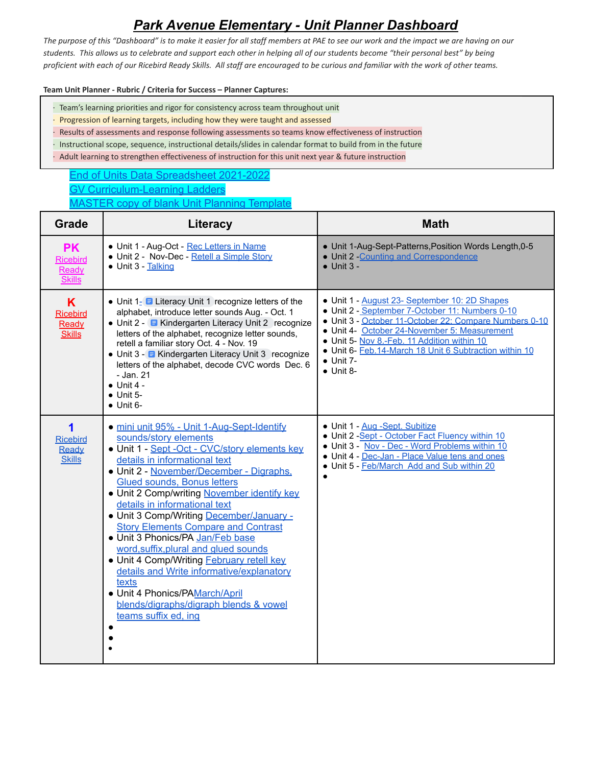# *Park Avenue Elementary - Unit Planner Dashboard*

*The purpose of this "Dashboard" is to make it easier for all staff members at PAE to see our work and the impact we are having on our students. This allows us to celebrate and support each other in helping all of our students become "their personal best" by being proficient with each of our Ricebird Ready Skills. All staff are encouraged to be curious and familiar with the work of other teams.*

**Team Unit Planner - Rubric / Criteria for Success – Planner Captures:**

- Team's learning priorities and rigor for consistency across team throughout unit
- Progression of learning targets, including how they were taught and assessed
- Results of assessments and response following assessments so teams know effectiveness of instruction
- Instructional scope, sequence, instructional details/slides in calendar format to build from in the future
- Adult learning to strengthen effectiveness of instruction for this unit next year & future instruction

End of Units Data Spreadsheet 2021-2022
GV Curriculum-Learning Ladders
MASTER copy of blank Unit Planning Template

| Grade | Literacy | Math |
|---|---|---|
| **PK** Ricebird Ready Skills | • Unit 1 - Aug-Oct - Rec Letters in Name<br>• Unit 2 - Nov-Dec - Retell a Simple Story<br>• Unit 3 - Talking | • Unit 1-Aug-Sept-Patterns,Position Words Length,0-5<br>• Unit 2 -Counting and Correspondence<br>• Unit 3 - |
| **K** Ricebird Ready Skills | • Unit 1- Literacy Unit 1 recognize letters of the alphabet, introduce letter sounds Aug. - Oct. 1<br>• Unit 2 - Kindergarten Literacy Unit 2 recognize letters of the alphabet, recognize letter sounds, retell a familiar story Oct. 4 - Nov. 19<br>• Unit 3 - Kindergarten Literacy Unit 3 recognize letters of the alphabet, decode CVC words Dec. 6 - Jan. 21<br>• Unit 4 -<br>• Unit 5-<br>• Unit 6- | • Unit 1 - August 23- September 10: 2D Shapes<br>• Unit 2 - September 7-October 11: Numbers 0-10<br>• Unit 3 - October 11-October 22: Compare Numbers 0-10<br>• Unit 4- October 24-November 5: Measurement<br>• Unit 5- Nov 8.-Feb. 11 Addition within 10<br>• Unit 6- Feb.14-March 18 Unit 6 Subtraction within 10<br>• Unit 7-<br>• Unit 8- |
| **1** Ricebird Ready Skills | • mini unit 95% - Unit 1-Aug-Sept-Identify sounds/story elements<br>• Unit 1 - Sept -Oct - CVC/story elements key details in informational text<br>• Unit 2 - November/December - Digraphs, Glued sounds, Bonus letters<br>• Unit 2 Comp/writing November identify key details in informational text<br>• Unit 3 Comp/Writing December/January - Story Elements Compare and Contrast<br>• Unit 3 Phonics/PA Jan/Feb base word,suffix,plural and glued sounds<br>• Unit 4 Comp/Writing February retell key details and Write informative/explanatory texts<br>• Unit 4 Phonics/PAMarch/April blends/digraphs/digraph blends & vowel teams suffix ed, ing<br>•<br>•<br>• | • Unit 1 - Aug -Sept. Subitize<br>• Unit 2 -Sept - October Fact Fluency within 10<br>• Unit 3 - Nov - Dec - Word Problems within 10<br>• Unit 4 - Dec-Jan - Place Value tens and ones<br>• Unit 5 - Feb/March Add and Sub within 20<br>• |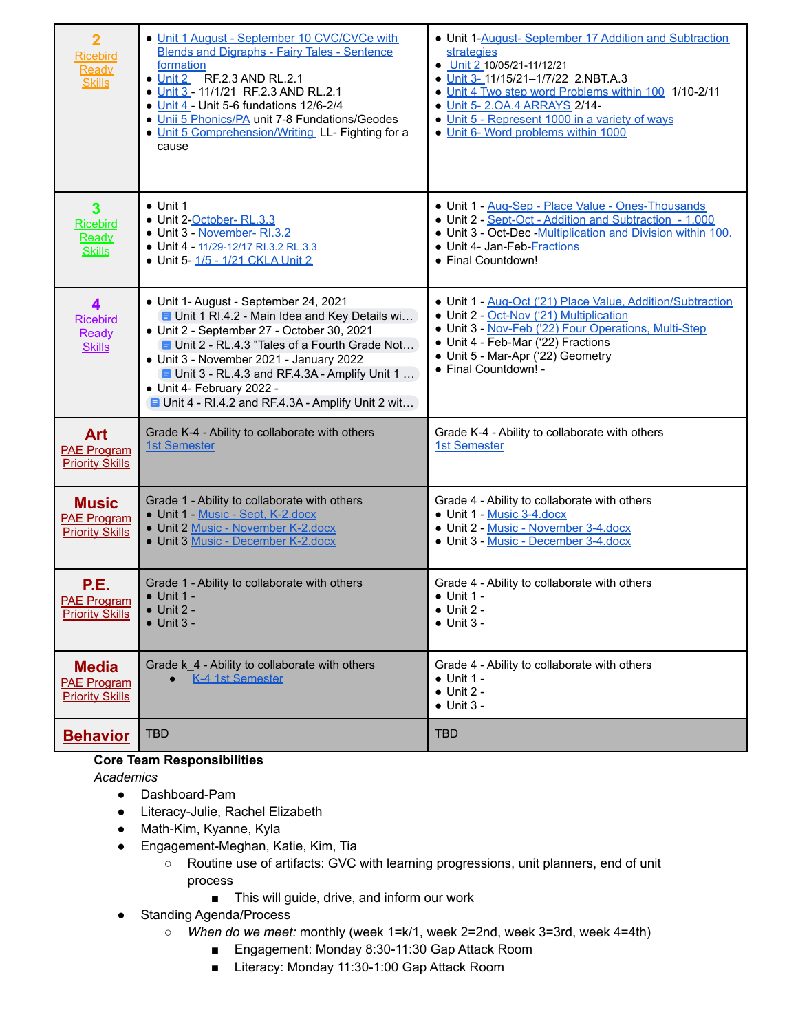| | | |
|---|---|---|
| **2** Ricebird Ready Skills | • Unit 1 August - September 10 CVC/CVCe with Blends and Digraphs - Fairy Tales - Sentence formation<br>• Unit 2 RF.2.3 AND RL.2.1<br>• Unit 3 - 11/1/21 RF.2.3 AND RL.2.1<br>• Unit 4 - Unit 5-6 fundations 12/6-2/4<br>• Unii 5 Phonics/PA unit 7-8 Fundations/Geodes<br>• Unit 5 Comprehension/Writing LL- Fighting for a cause | • Unit 1-August- September 17 Addition and Subtraction strategies<br>• Unit 2 10/05/21-11/12/21<br>• Unit 3- 11/15/21–1/7/22 2.NBT.A.3<br>• Unit 4 Two step word Problems within 100 1/10-2/11<br>• Unit 5- 2.OA.4 ARRAYS 2/14-<br>• Unit 5 - Represent 1000 in a variety of ways<br>• Unit 6- Word problems within 1000 |
| **3** Ricebird Ready Skills | • Unit 1<br>• Unit 2-October- RL.3.3<br>• Unit 3 - November- RI.3.2<br>• Unit 4 - 11/29-12/17 RI.3.2 RL.3.3<br>• Unit 5- 1/5 - 1/21 CKLA Unit 2 | • Unit 1 - Aug-Sep - Place Value - Ones-Thousands<br>• Unit 2 - Sept-Oct - Addition and Subtraction - 1,000<br>• Unit 3 - Oct-Dec -Multiplication and Division within 100.<br>• Unit 4- Jan-Feb-Fractions<br>• Final Countdown! |
| **4** Ricebird Ready Skills | • Unit 1- August - September 24, 2021<br>Unit 1 RI.4.2 - Main Idea and Key Details wi...<br>• Unit 2 - September 27 - October 30, 2021<br>Unit 2 - RL.4.3 "Tales of a Fourth Grade Not...<br>• Unit 3 - November 2021 - January 2022<br>Unit 3 - RL.4.3 and RF.4.3A - Amplify Unit 1 ...<br>• Unit 4- February 2022 -<br>Unit 4 - RI.4.2 and RF.4.3A - Amplify Unit 2 wit... | • Unit 1 - Aug-Oct ('21) Place Value, Addition/Subtraction<br>• Unit 2 - Oct-Nov ('21) Multiplication<br>• Unit 3 - Nov-Feb ('22) Four Operations, Multi-Step<br>• Unit 4 - Feb-Mar ('22) Fractions<br>• Unit 5 - Mar-Apr ('22) Geometry<br>• Final Countdown! - |
| **Art** PAE Program Priority Skills | Grade K-4 - Ability to collaborate with others<br>1st Semester | Grade K-4 - Ability to collaborate with others<br>1st Semester |
| **Music** PAE Program Priority Skills | Grade 1 - Ability to collaborate with others<br>• Unit 1 - Music - Sept. K-2.docx<br>• Unit 2 Music - November K-2.docx<br>• Unit 3 Music - December K-2.docx | Grade 4 - Ability to collaborate with others<br>• Unit 1 - Music 3-4.docx<br>• Unit 2 - Music - November 3-4.docx<br>• Unit 3 - Music - December 3-4.docx |
| **P.E.** PAE Program Priority Skills | Grade 1 - Ability to collaborate with others<br>• Unit 1 -<br>• Unit 2 -<br>• Unit 3 - | Grade 4 - Ability to collaborate with others<br>• Unit 1 -<br>• Unit 2 -<br>• Unit 3 - |
| **Media** PAE Program Priority Skills | Grade k_4 - Ability to collaborate with others<br>• K-4 1st Semester | Grade 4 - Ability to collaborate with others<br>• Unit 1 -<br>• Unit 2 -<br>• Unit 3 - |
| **Behavior** | TBD | TBD |

**Core Team Responsibilities**

*Academics*

- Dashboard-Pam
- Literacy-Julie, Rachel Elizabeth
- Math-Kim, Kyanne, Kyla
- Engagement-Meghan, Katie, Kim, Tia
  - Routine use of artifacts: GVC with learning progressions, unit planners, end of unit process
    - This will guide, drive, and inform our work
- Standing Agenda/Process
  - *When do we meet:* monthly (week 1=k/1, week 2=2nd, week 3=3rd, week 4=4th)
    - Engagement: Monday 8:30-11:30 Gap Attack Room
    - Literacy: Monday 11:30-1:00 Gap Attack Room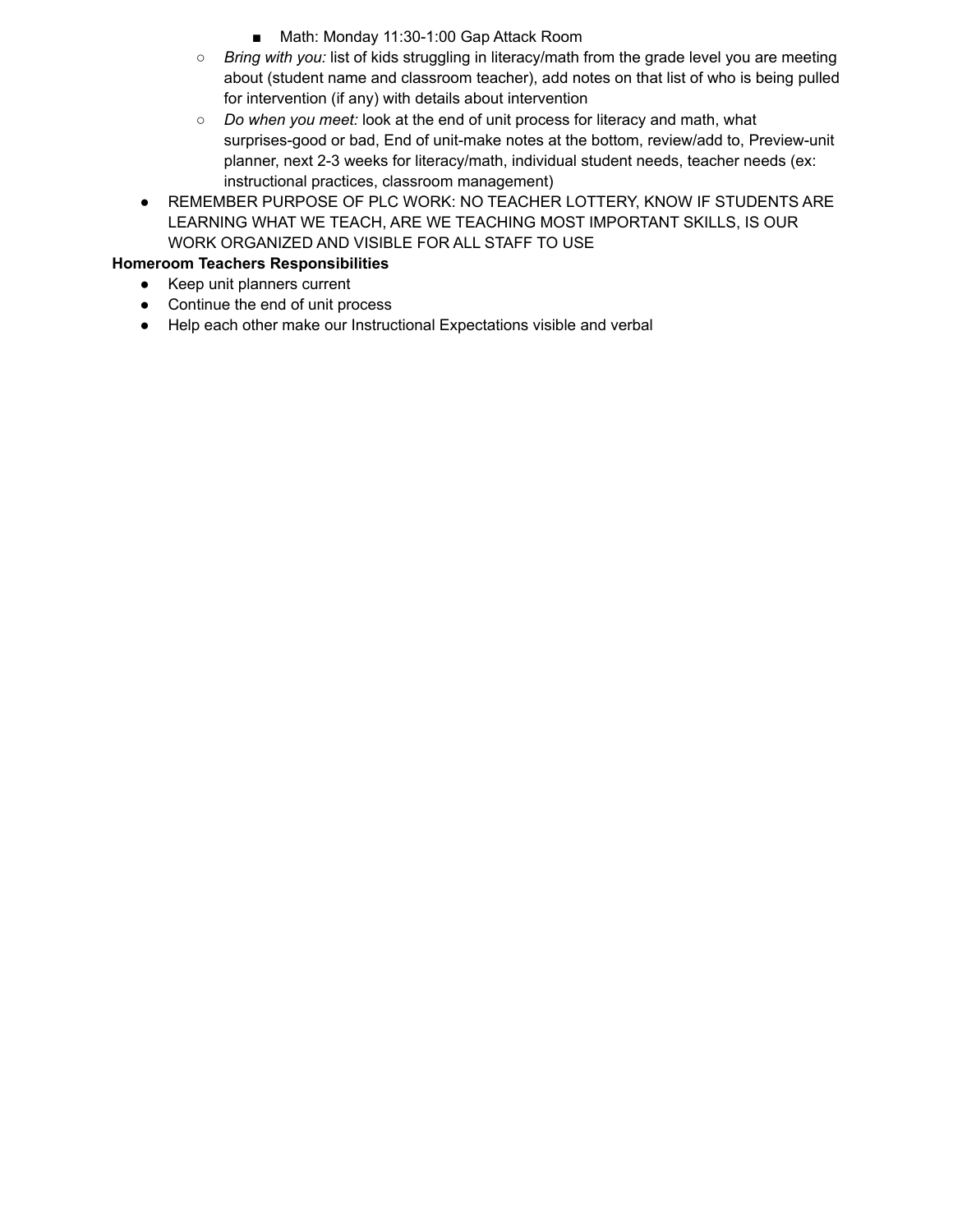- Math: Monday 11:30-1:00 Gap Attack Room
    - *Bring with you:* list of kids struggling in literacy/math from the grade level you are meeting about (student name and classroom teacher), add notes on that list of who is being pulled for intervention (if any) with details about intervention
    - *Do when you meet:* look at the end of unit process for literacy and math, what surprises-good or bad, End of unit-make notes at the bottom, review/add to, Preview-unit planner, next 2-3 weeks for literacy/math, individual student needs, teacher needs (ex: instructional practices, classroom management)
- REMEMBER PURPOSE OF PLC WORK: NO TEACHER LOTTERY, KNOW IF STUDENTS ARE LEARNING WHAT WE TEACH, ARE WE TEACHING MOST IMPORTANT SKILLS, IS OUR WORK ORGANIZED AND VISIBLE FOR ALL STAFF TO USE

**Homeroom Teachers Responsibilities**

- Keep unit planners current
- Continue the end of unit process
- Help each other make our Instructional Expectations visible and verbal